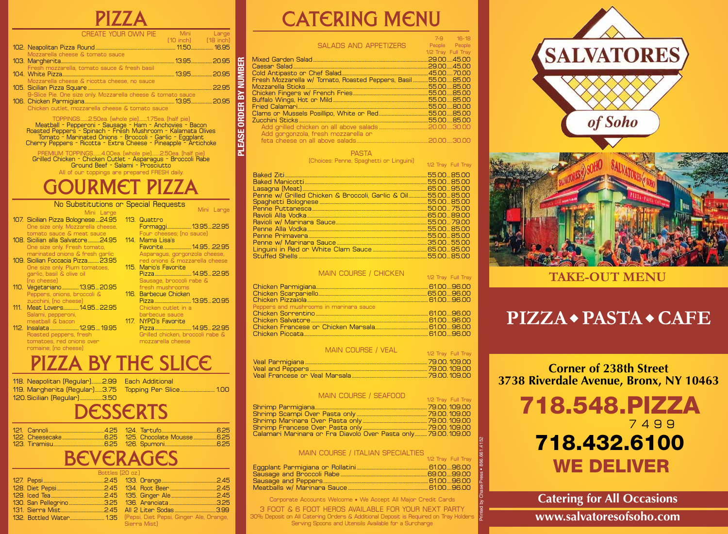# PIZZA

| CREATE YOUR OWN PIE | Mini (10 inch) | Large (18 inch) |
|---|---|---|
| 102. Neapolitan Pizza Round — Mozzarella cheese & tomato sauce | 11.50 | 16.95 |
| 103. Margherita — Fresh mozzarella, tomato sauce & fresh basil | 13.95 | 20.95 |
| 104. White Pizza — Mozzarella cheese & ricotta cheese, no sauce | 13.95 | 20.95 |
| 105. Sicilian Pizza Square — 9-Slice Pie. One size only. Mozzarella cheese & tomato sauce | | 22.95 |
| 106. Chicken Parmigiana — Chicken cutlet, mozzarella cheese & tomato sauce | 13.95 | 20.95 |

TOPPINGS.......2.50ea. (whole pie).......1.75ea. (half pie)
Meatball - Pepperoni - Sausage - Ham - Anchovies - Bacon
Roasted Peppers - Spinach - Fresh Mushroom - Kalamata Olives
Tomato - Marinated Onions - Broccoli - Garlic - Eggplant
Cherry Peppers - Ricotta - Extra Cheese - Pineapple - Artichoke

PREMIUM TOPPINGS.......4.00ea. (whole pie).......2.50ea. (half pie)
Grilled Chicken - Chicken Cutlet - Asparagus - Broccoli Rabe
Ground Beef - Salami - Prosciutto
All of our toppings are prepared FRESH daily.

# GOURMET PIZZA

No Substitutions or Special Requests

| | Mini | Large |
|---|---|---|
| 107. Sicilian Pizza Bolognese — One size only. Mozzarella cheese, tomato sauce & meat sauce | | 24.95 |
| 108. Sicilian alla Salvatore — One size only. Fresh tomato, marinated onions & fresh garlic | | 24.95 |
| 109. Sicilian Foccacia Pizza — One size only. Plum tomatoes, garlic, basil & olive oil (no cheese) | | 23.95 |
| 110. Vegetariano — Peppers, onions, broccoli & zucchini, (no cheese) | 13.95 | 20.95 |
| 111. Meat Lovers — Salami, pepperoni, meatball & bacon | 14.95 | 22.95 |
| 112. Insalata — Roasted peppers, fresh tomatoes, red onions over romaine; (no cheese) | 12.95 | 19.95 |
| 113. Quattro Formaggi — Four cheeses; (no sauce) | 13.95 | 22.95 |
| 114. Mama Lisa's Favorite — Asparagus, gorgonzola cheese, red onions & mozzarella cheese | 14.95 | 22.95 |
| 115. Mario's Favorite Pizza — Sausage, broccoli rabe & fresh mushrooms | 14.95 | 22.95 |
| 116. Barbecue Chicken Pizza — Chicken cutlet in a barbecue sauce | 13.95 | 20.95 |
| 117. NYPD's Favorite Pizza — Grilled chicken, broccoli rabe & mozzarella cheese | 14.95 | 22.95 |

# PIZZA BY THE SLICE

| | |
|---|---|
| 118. Neapolitan (Regular) | 2.99 |
| 119. Margherita (Regular) | 3.75 |
| 120. Sicilian (Regular) | 3.50 |
| Each Additional Topping Per Slice | 1.00 |

# DESSERTS

| | |
|---|---|
| 121. Cannoli | 4.25 |
| 122. Cheesecake | 6.25 |
| 123. Tiramisu | 6.25 |
| 124. Tartufo | 6.25 |
| 125. Chocolate Mousse | 6.25 |
| 126. Spumoni | 6.25 |

# BEVERAGES

Bottles (20 oz.)

| | |
|---|---|
| 127. Pepsi | 2.45 |
| 128. Diet Pepsi | 2.45 |
| 129. Iced Tea | 2.45 |
| 130. San Pellegrino | 3.25 |
| 131. Sierra Mist | 2.45 |
| 132. Bottled Water | 1.35 |
| 133. Orange | 2.45 |
| 134. Root Beer | 2.45 |
| 135. Ginger Ale | 2.45 |
| 136. Aranciata | 3.25 |
| All 2 Liter Sodas (Pepsi, Diet Pepsi, Ginger Ale, Orange, Sierra Mist) | 3.99 |

PLEASE ORDER BY NUMBER

# CATERING MENU

| SALADS AND APPETIZERS | 7-9 People 1/2 Tray | 16-18 People Full Tray |
|---|---|---|
| Mixed Garden Salad | 29.00 | 45.00 |
| Caesar Salad | 29.00 | 45.00 |
| Cold Antipasto or Chef Salad | 45.00 | 70.00 |
| Fresh Mozzarella w/ Tomato, Roasted Peppers, Basil | 55.00 | 85.00 |
| Mozzarella Sticks | 55.00 | 85.00 |
| Chicken Fingers w/ French Fries | 55.00 | 85.00 |
| Buffalo Wings, Hot or Mild | 55.00 | 85.00 |
| Fried Calamari | 55.00 | 80.00 |
| Clams or Mussels Posillipo, White or Red | 55.00 | 85.00 |
| Zucchini Sticks | 55.00 | 85.00 |
| Add grilled chicken on all above salads | 20.00 | 30.00 |
| Add gorgonzola, fresh mozzarella or feta cheese on all above salads | 20.00 | 30.00 |

| PASTA (Choices: Penne, Spaghetti or Linguini) | 1/2 Tray | Full Tray |
|---|---|---|
| Baked Ziti | 55.00 | 85.00 |
| Baked Manicotti | 55.00 | 85.00 |
| Lasagna (Meat) | 65.00 | 95.00 |
| Penne w/ Grilled Chicken & Broccoli, Garlic & Oil | 55.00 | 85.00 |
| Spaghetti Bolognese | 55.00 | 85.00 |
| Penne Puttanesca | 50.00 | 75.00 |
| Ravioli Alla Vodka | 65.00 | 89.00 |
| Ravioli w/ Marinara Sauce | 55.00 | 79.00 |
| Penne Alla Vodka | 55.00 | 85.00 |
| Penne Primavera | 55.00 | 85.00 |
| Penne w/ Marinara Sauce | 35.00 | 55.00 |
| Linguini in Red or White Clam Sauce | 65.00 | 95.00 |
| Stuffed Shells | 55.00 | 85.00 |

| MAIN COURSE / CHICKEN | 1/2 Tray | Full Tray |
|---|---|---|
| Chicken Parmigiana | 61.00 | 96.00 |
| Chicken Scarpariello | 65.00 | 96.00 |
| Chicken Pizzaiola — Peppers and mushrooms in marinara sauce | 61.00 | 96.00 |
| Chicken Sorrentino | 61.00 | 96.00 |
| Chicken Salvatore | 61.00 | 96.00 |
| Chicken Francese or Chicken Marsala | 61.00 | 96.00 |
| Chicken Piccata | 61.00 | 96.00 |

| MAIN COURSE / VEAL | 1/2 Tray | Full Tray |
|---|---|---|
| Veal Parmigiana | 79.00 | 109.00 |
| Veal and Peppers | 79.00 | 109.00 |
| Veal Francese or Veal Marsala | 79.00 | 109.00 |

| MAIN COURSE / SEAFOOD | 1/2 Tray | Full Tray |
|---|---|---|
| Shrimp Parmigiana | 79.00 | 109.00 |
| Shrimp Scampi Over Pasta only | 79.00 | 109.00 |
| Shrimp Marinara Over Pasta only | 79.00 | 109.00 |
| Shrimp Francese Over Pasta only | 79.00 | 109.00 |
| Calamari Marinara or Fra Diavolo Over Pasta only | 79.00 | 109.00 |

| MAIN COURSE / ITALIAN SPECIALTIES | 1/2 Tray | Full Tray |
|---|---|---|
| Eggplant Parmigiana or Rollatini | 61.00 | 96.00 |
| Sausage and Broccoli Rabe | 69.00 | 99.00 |
| Sausage and Peppers | 61.00 | 96.00 |
| Meatballs w/ Marinara Sauce | 61.00 | 96.00 |

Corporate Accounts Welcome • We Accept All Major Credit Cards

3 FOOT & 6 FOOT HEROS AVAILABLE FOR YOUR NEXT PARTY

30% Deposit on All Catering Orders & Additional Deposit is Required on Tray Holders

Serving Spoons and Utensils Available for a Surcharge

Printed by Chase Press • 866.661.4152

# SALVATORES of Soho

## TAKE-OUT MENU

## PIZZA ◆ PASTA ◆ CAFE

**Corner of 238th Street**
**3738 Riverdale Avenue, Bronx, NY 10463**

## 718.548.PIZZA
7499

## 718.432.6100

## WE DELIVER

**Catering for All Occasions**

**www.salvatoresofsoho.com**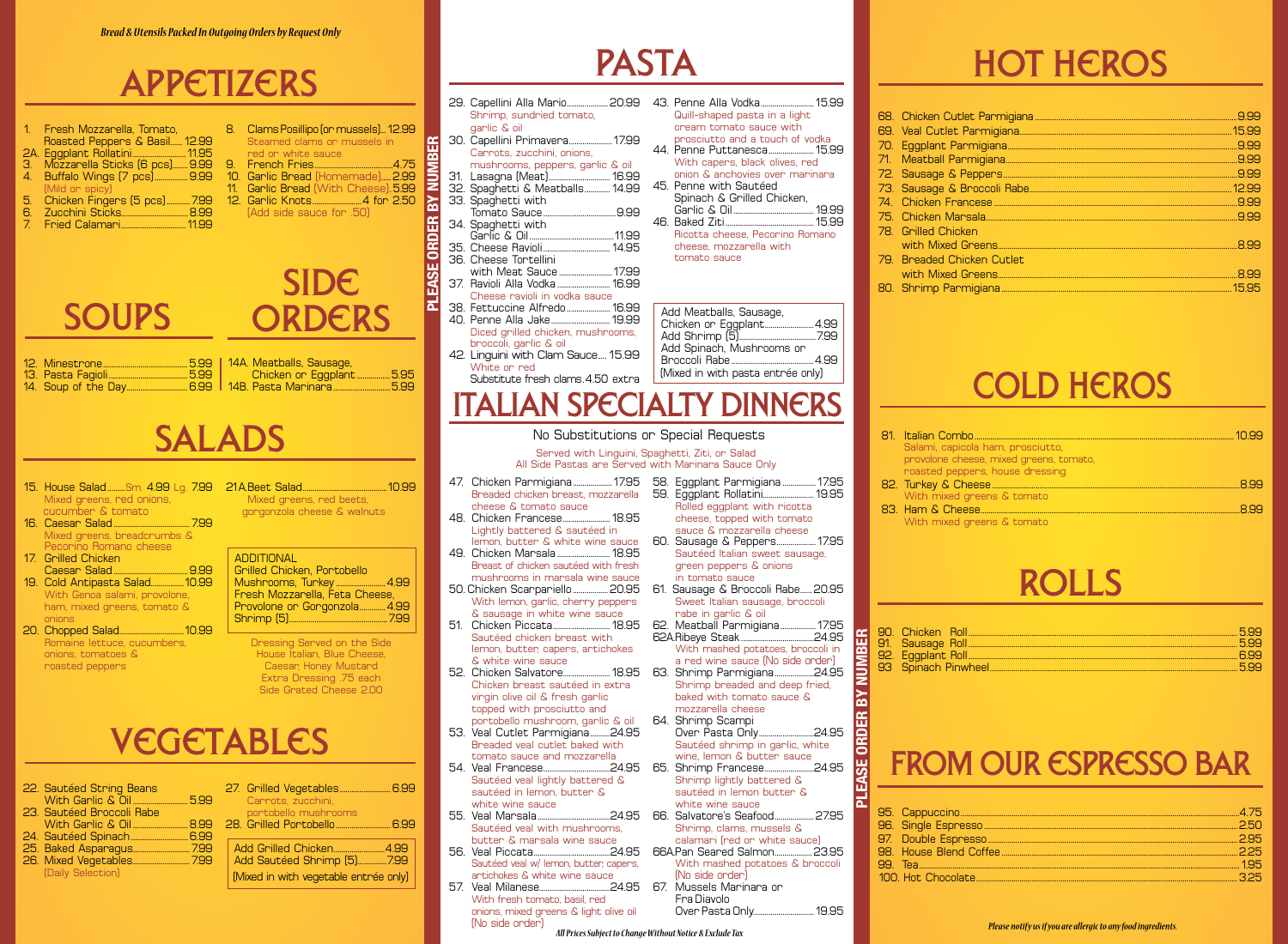*Bread & Utensils Packed In Outgoing Orders by Request Only*

# APPETIZERS

1. Fresh Mozzarella, Tomato, Roasted Peppers & Basil...... 12.99
2A. Eggplant Rollatini...... 11.95
3. Mozzarella Sticks (6 pcs)...... 9.99
4. Buffalo Wings (7 pcs)...... 9.99
   (Mild or spicy)
5. Chicken Fingers (5 pcs)...... 7.99
6. Zucchini Sticks...... 8.99
7. Fried Calamari...... 11.99
8. Clams Posillipo (or mussels)... 12.99
   Steamed clams or mussels in red or white sauce
9. French Fries...... 4.75
10. Garlic Bread (Homemade)..... 2.99
11. Garlic Bread (With Cheese). 5.99
12. Garlic Knots...... 4 for 2.50
    (Add side sauce for .50)

# SOUPS

12. Minestrone...... 5.99
13. Pasta Fagioli...... 5.99
14. Soup of the Day...... 6.99

# SIDE ORDERS

14A. Meatballs, Sausage, Chicken or Eggplant...... 5.95
14B. Pasta Marinara...... 5.99

# SALADS

15. House Salad......Sm. 4.99 Lg. 7.99
    Mixed greens, red onions, cucumber & tomato
16. Caesar Salad...... 7.99
    Mixed greens, breadcrumbs & Pecorino Romano cheese
17. Grilled Chicken Caesar Salad...... 9.99
19. Cold Antipasta Salad...... 10.99
    With Genoa salami, provolone, ham, mixed greens, tomato & onions
20. Chopped Salad...... 10.99
    Romaine lettuce, cucumbers, onions, tomatoes & roasted peppers
21A. Beet Salad...... 10.99
    Mixed greens, red beets, gorgonzola cheese & walnuts

ADDITIONAL
Grilled Chicken, Portobello Mushrooms, Turkey...... 4.99
Fresh Mozzarella, Feta Cheese, Provolone or Gorgonzola...... 4.99
Shrimp (5)...... 7.99

Dressing Served on the Side
House Italian, Blue Cheese, Caesar, Honey Mustard
Extra Dressing .75 each
Side Grated Cheese 2.00

# VEGETABLES

22. Sautéed String Beans With Garlic & Oil...... 5.99
23. Sautéed Broccoli Rabe With Garlic & Oil...... 8.99
24. Sautéed Spinach...... 6.99
25. Baked Asparagus...... 7.99
26. Mixed Vegetables...... 7.99
    (Daily Selection)
27. Grilled Vegetables...... 6.99
    Carrots, zucchini, portobello mushrooms
28. Grilled Portobello...... 6.99

Add Grilled Chicken...... 4.99
Add Sautéed Shrimp (5)...... 7.99
(Mixed in with vegetable entrée only)

PLEASE ORDER BY NUMBER

# PASTA

29. Capellini Alla Mario...... 20.99
    Shrimp, sundried tomato, garlic & oil
30. Capellini Primavera...... 17.99
    Carrots, zucchini, onions, mushrooms, peppers, garlic & oil
31. Lasagna (Meat)...... 16.99
32. Spaghetti & Meatballs...... 14.99
33. Spaghetti with Tomato Sauce...... 9.99
34. Spaghetti with Garlic & Oil...... 11.99
35. Cheese Ravioli...... 14.95
36. Cheese Tortellini with Meat Sauce...... 17.99
37. Ravioli Alla Vodka...... 16.99
    Cheese ravioli in vodka sauce
38. Fettuccine Alfredo...... 16.99
40. Penne Alla Jake...... 19.99
    Diced grilled chicken, mushrooms, broccoli, garlic & oil
42. Linguini with Clam Sauce.... 15.99
    White or red
    Substitute fresh clams 4.50 extra
43. Penne Alla Vodka...... 15.99
    Quill-shaped pasta in a light cream tomato sauce with prosciutto and a touch of vodka
44. Penne Puttanesca...... 15.99
    With capers, black olives, red onion & anchovies over marinara
45. Penne with Sautéed Spinach & Grilled Chicken, Garlic & Oil...... 19.99
46. Baked Ziti...... 15.99
    Ricotta cheese, Pecorino Romano cheese, mozzarella with tomato sauce

Add Meatballs, Sausage, Chicken or Eggplant...... 4.99
Add Shrimp (5)...... 7.99
Add Spinach, Mushrooms or Broccoli Rabe...... 4.99
(Mixed in with pasta entrée only)

# ITALIAN SPECIALTY DINNERS

No Substitutions or Special Requests

Served with Linguini, Spaghetti, Ziti, or Salad
All Side Pastas are Served with Marinara Sauce Only

47. Chicken Parmigiana...... 17.95
    Breaded chicken breast, mozzarella cheese & tomato sauce
48. Chicken Francese...... 18.95
    Lightly battered & sautéed in lemon, butter & white wine sauce
49. Chicken Marsala...... 18.95
    Breast of chicken sautéed with fresh mushrooms in marsala wine sauce
50. Chicken Scarpariello...... 20.95
    With lemon, garlic, cherry peppers & sausage in white wine sauce
51. Chicken Piccata...... 18.95
    Sautéed chicken breast with lemon, butter, capers, artichokes & white wine sauce
52. Chicken Salvatore...... 18.95
    Chicken breast sautéed in extra virgin olive oil & fresh garlic topped with prosciutto and portobello mushroom, garlic & oil
53. Veal Cutlet Parmigiana...... 24.95
    Breaded veal cutlet baked with tomato sauce and mozzarella
54. Veal Francese...... 24.95
    Sautéed veal lightly battered & sautéed in lemon, butter & white wine sauce
55. Veal Marsala...... 24.95
    Sautéed veal with mushrooms, butter & marsala wine sauce
56. Veal Piccata...... 24.95
    Sautéed veal w/ lemon, butter, capers, artichokes & white wine sauce
57. Veal Milanese...... 24.95
    With fresh tomato, basil, red onions, mixed greens & light olive oil (No side order)
58. Eggplant Parmigiana...... 17.95
59. Eggplant Rollatini...... 19.95
    Rolled eggplant with ricotta cheese, topped with tomato sauce & mozzarella cheese
60. Sausage & Peppers...... 17.95
    Sautéed Italian sweet sausage, green peppers & onions in tomato sauce
61. Sausage & Broccoli Rabe...... 20.95
    Sweet Italian sausage, broccoli rabe in garlic & oil
62. Meatball Parmigiana...... 17.95
62A. Ribeye Steak...... 24.95
    With mashed potatoes, broccoli in a red wine sauce (No side order)
63. Shrimp Parmigiana...... 24.95
    Shrimp breaded and deep fried, baked with tomato sauce & mozzarella cheese
64. Shrimp Scampi Over Pasta Only...... 24.95
    Sautéed shrimp in garlic, white wine, lemon & butter sauce
65. Shrimp Francese...... 24.95
    Shrimp lightly battered & sautéed in lemon butter & white wine sauce
66. Salvatore's Seafood...... 27.95
    Shrimp, clams, mussels & calamari (red or white sauce)
66A. Pan Seared Salmon...... 23.95
    With mashed potatoes & broccoli (No side order)
67. Mussels Marinara or Fra Diavolo Over Pasta Only...... 19.95

*All Prices Subject to Change Without Notice & Exclude Tax*

# HOT HEROS

68. Chicken Cutlet Parmigiana...... 9.99
69. Veal Cutlet Parmigiana...... 15.99
70. Eggplant Parmigiana...... 9.99
71. Meatball Parmigiana...... 9.99
72. Sausage & Peppers...... 9.99
73. Sausage & Broccoli Rabe...... 12.99
74. Chicken Francese...... 9.99
75. Chicken Marsala...... 9.99
78. Grilled Chicken with Mixed Greens...... 8.99
79. Breaded Chicken Cutlet with Mixed Greens...... 8.99
80. Shrimp Parmigiana...... 15.95

# COLD HEROS

81. Italian Combo...... 10.99
    Salami, capicola ham, prosciutto, provolone cheese, mixed greens, tomato, roasted peppers, house dressing
82. Turkey & Cheese...... 8.99
    With mixed greens & tomato
83. Ham & Cheese...... 8.99
    With mixed greens & tomato

# ROLLS

90. Chicken Roll...... 5.99
91. Sausage Roll...... 5.99
92. Eggplant Roll...... 6.99
93. Spinach Pinwheel...... 5.99

PLEASE ORDER BY NUMBER

# FROM OUR ESPRESSO BAR

95. Cappuccino...... 4.75
96. Single Espresso...... 2.50
97. Double Espresso...... 2.95
98. House Blend Coffee...... 2.25
99. Tea...... 1.95
100. Hot Chocolate...... 3.25

*Please notify us if you are allergic to any food ingredients.*